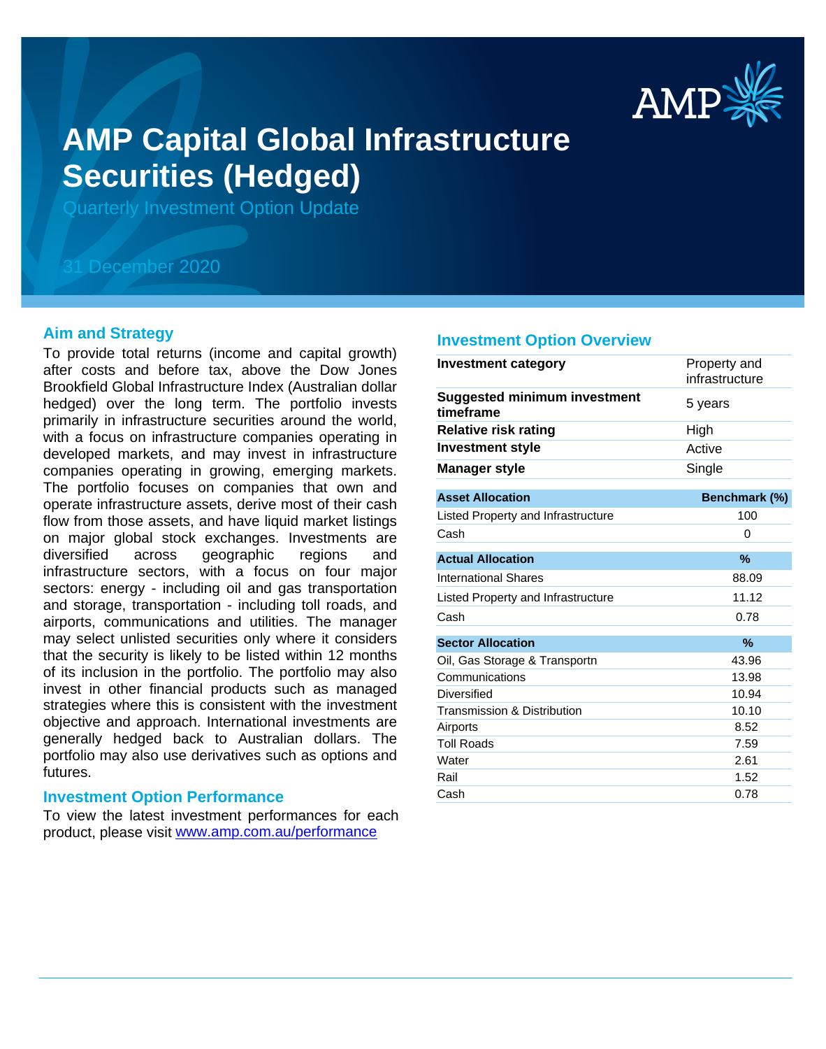# AMP Capital Global Infrastructure Securities (Hedged)

Quarterly Investment Option Update

31 December 2020

## Aim and Strategy

To provide total returns (income and capital growth) after costs and before tax, above the Dow Jones Brookfield Global Infrastructure Index (Australian dollar hedged) over the long term. The portfolio invests primarily in infrastructure securities around the world, with a focus on infrastructure companies operating in developed markets, and may invest in infrastructure companies operating in growing, emerging markets. The portfolio focuses on companies that own and operate infrastructure assets, derive most of their cash flow from those assets, and have liquid market listings on major global stock exchanges. Investments are diversified across geographic regions and infrastructure sectors, with a focus on four major sectors: energy - including oil and gas transportation and storage, transportation - including toll roads, and airports, communications and utilities. The manager may select unlisted securities only where it considers that the security is likely to be listed within 12 months of its inclusion in the portfolio. The portfolio may also invest in other financial products such as managed strategies where this is consistent with the investment objective and approach. International investments are generally hedged back to Australian dollars. The portfolio may also use derivatives such as options and futures.

## Investment Option Performance

To view the latest investment performances for each product, please visit www.amp.com.au/performance

## Investment Option Overview

| | |
|---|---|
| **Investment category** | Property and infrastructure |
| **Suggested minimum investment timeframe** | 5 years |
| **Relative risk rating** | High |
| **Investment style** | Active |
| **Manager style** | Single |

| Asset Allocation | Benchmark (%) |
|---|---|
| Listed Property and Infrastructure | 100 |
| Cash | 0 |

| Actual Allocation | % |
|---|---|
| International Shares | 88.09 |
| Listed Property and Infrastructure | 11.12 |
| Cash | 0.78 |

| Sector Allocation | % |
|---|---|
| Oil, Gas Storage & Transportn | 43.96 |
| Communications | 13.98 |
| Diversified | 10.94 |
| Transmission & Distribution | 10.10 |
| Airports | 8.52 |
| Toll Roads | 7.59 |
| Water | 2.61 |
| Rail | 1.52 |
| Cash | 0.78 |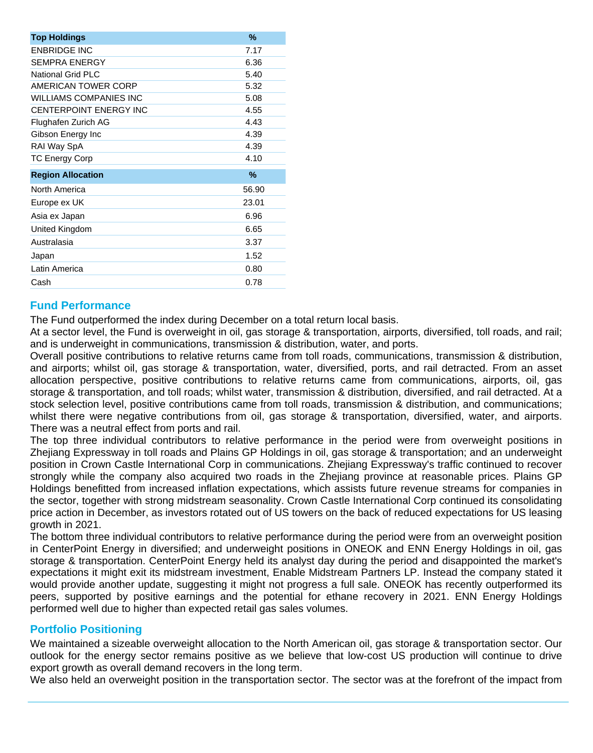| Top Holdings | % |
| --- | --- |
| ENBRIDGE INC | 7.17 |
| SEMPRA ENERGY | 6.36 |
| National Grid PLC | 5.40 |
| AMERICAN TOWER CORP | 5.32 |
| WILLIAMS COMPANIES INC | 5.08 |
| CENTERPOINT ENERGY INC | 4.55 |
| Flughafen Zurich AG | 4.43 |
| Gibson Energy Inc | 4.39 |
| RAI Way SpA | 4.39 |
| TC Energy Corp | 4.10 |

| Region Allocation | % |
| --- | --- |
| North America | 56.90 |
| Europe ex UK | 23.01 |
| Asia ex Japan | 6.96 |
| United Kingdom | 6.65 |
| Australasia | 3.37 |
| Japan | 1.52 |
| Latin America | 0.80 |
| Cash | 0.78 |

## Fund Performance

The Fund outperformed the index during December on a total return local basis.

At a sector level, the Fund is overweight in oil, gas storage & transportation, airports, diversified, toll roads, and rail; and is underweight in communications, transmission & distribution, water, and ports.

Overall positive contributions to relative returns came from toll roads, communications, transmission & distribution, and airports; whilst oil, gas storage & transportation, water, diversified, ports, and rail detracted. From an asset allocation perspective, positive contributions to relative returns came from communications, airports, oil, gas storage & transportation, and toll roads; whilst water, transmission & distribution, diversified, and rail detracted. At a stock selection level, positive contributions came from toll roads, transmission & distribution, and communications; whilst there were negative contributions from oil, gas storage & transportation, diversified, water, and airports. There was a neutral effect from ports and rail.

The top three individual contributors to relative performance in the period were from overweight positions in Zhejiang Expressway in toll roads and Plains GP Holdings in oil, gas storage & transportation; and an underweight position in Crown Castle International Corp in communications. Zhejiang Expressway's traffic continued to recover strongly while the company also acquired two roads in the Zhejiang province at reasonable prices. Plains GP Holdings benefitted from increased inflation expectations, which assists future revenue streams for companies in the sector, together with strong midstream seasonality. Crown Castle International Corp continued its consolidating price action in December, as investors rotated out of US towers on the back of reduced expectations for US leasing growth in 2021.

The bottom three individual contributors to relative performance during the period were from an overweight position in CenterPoint Energy in diversified; and underweight positions in ONEOK and ENN Energy Holdings in oil, gas storage & transportation. CenterPoint Energy held its analyst day during the period and disappointed the market's expectations it might exit its midstream investment, Enable Midstream Partners LP. Instead the company stated it would provide another update, suggesting it might not progress a full sale. ONEOK has recently outperformed its peers, supported by positive earnings and the potential for ethane recovery in 2021. ENN Energy Holdings performed well due to higher than expected retail gas sales volumes.

## Portfolio Positioning

We maintained a sizeable overweight allocation to the North American oil, gas storage & transportation sector. Our outlook for the energy sector remains positive as we believe that low-cost US production will continue to drive export growth as overall demand recovers in the long term.

We also held an overweight position in the transportation sector. The sector was at the forefront of the impact from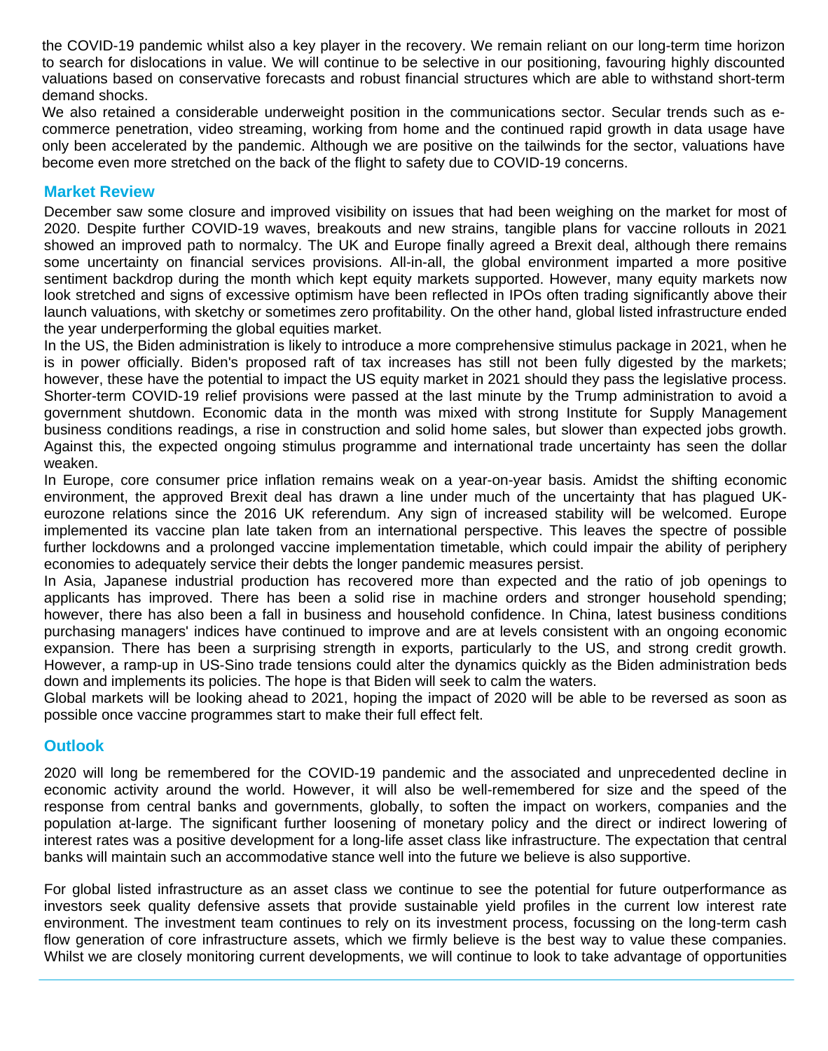the COVID-19 pandemic whilst also a key player in the recovery. We remain reliant on our long-term time horizon to search for dislocations in value. We will continue to be selective in our positioning, favouring highly discounted valuations based on conservative forecasts and robust financial structures which are able to withstand short-term demand shocks.

We also retained a considerable underweight position in the communications sector. Secular trends such as e-commerce penetration, video streaming, working from home and the continued rapid growth in data usage have only been accelerated by the pandemic. Although we are positive on the tailwinds for the sector, valuations have become even more stretched on the back of the flight to safety due to COVID-19 concerns.

## Market Review

December saw some closure and improved visibility on issues that had been weighing on the market for most of 2020. Despite further COVID-19 waves, breakouts and new strains, tangible plans for vaccine rollouts in 2021 showed an improved path to normalcy. The UK and Europe finally agreed a Brexit deal, although there remains some uncertainty on financial services provisions. All-in-all, the global environment imparted a more positive sentiment backdrop during the month which kept equity markets supported. However, many equity markets now look stretched and signs of excessive optimism have been reflected in IPOs often trading significantly above their launch valuations, with sketchy or sometimes zero profitability. On the other hand, global listed infrastructure ended the year underperforming the global equities market.

In the US, the Biden administration is likely to introduce a more comprehensive stimulus package in 2021, when he is in power officially. Biden's proposed raft of tax increases has still not been fully digested by the markets; however, these have the potential to impact the US equity market in 2021 should they pass the legislative process. Shorter-term COVID-19 relief provisions were passed at the last minute by the Trump administration to avoid a government shutdown. Economic data in the month was mixed with strong Institute for Supply Management business conditions readings, a rise in construction and solid home sales, but slower than expected jobs growth. Against this, the expected ongoing stimulus programme and international trade uncertainty has seen the dollar weaken.

In Europe, core consumer price inflation remains weak on a year-on-year basis. Amidst the shifting economic environment, the approved Brexit deal has drawn a line under much of the uncertainty that has plagued UK-eurozone relations since the 2016 UK referendum. Any sign of increased stability will be welcomed. Europe implemented its vaccine plan late taken from an international perspective. This leaves the spectre of possible further lockdowns and a prolonged vaccine implementation timetable, which could impair the ability of periphery economies to adequately service their debts the longer pandemic measures persist.

In Asia, Japanese industrial production has recovered more than expected and the ratio of job openings to applicants has improved. There has been a solid rise in machine orders and stronger household spending; however, there has also been a fall in business and household confidence. In China, latest business conditions purchasing managers' indices have continued to improve and are at levels consistent with an ongoing economic expansion. There has been a surprising strength in exports, particularly to the US, and strong credit growth. However, a ramp-up in US-Sino trade tensions could alter the dynamics quickly as the Biden administration beds down and implements its policies. The hope is that Biden will seek to calm the waters.

Global markets will be looking ahead to 2021, hoping the impact of 2020 will be able to be reversed as soon as possible once vaccine programmes start to make their full effect felt.

## Outlook

2020 will long be remembered for the COVID-19 pandemic and the associated and unprecedented decline in economic activity around the world. However, it will also be well-remembered for size and the speed of the response from central banks and governments, globally, to soften the impact on workers, companies and the population at-large. The significant further loosening of monetary policy and the direct or indirect lowering of interest rates was a positive development for a long-life asset class like infrastructure. The expectation that central banks will maintain such an accommodative stance well into the future we believe is also supportive.

For global listed infrastructure as an asset class we continue to see the potential for future outperformance as investors seek quality defensive assets that provide sustainable yield profiles in the current low interest rate environment. The investment team continues to rely on its investment process, focussing on the long-term cash flow generation of core infrastructure assets, which we firmly believe is the best way to value these companies. Whilst we are closely monitoring current developments, we will continue to look to take advantage of opportunities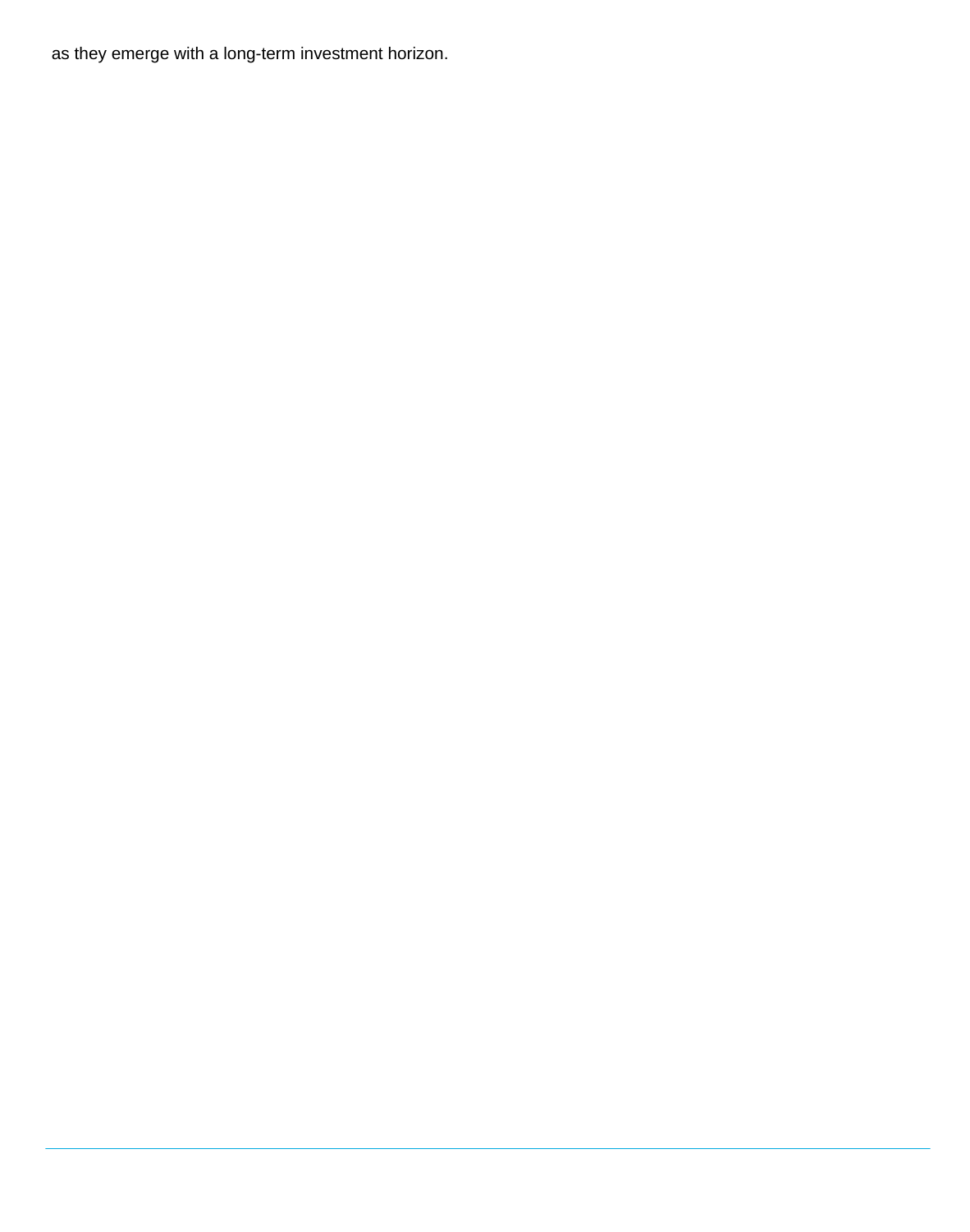as they emerge with a long-term investment horizon.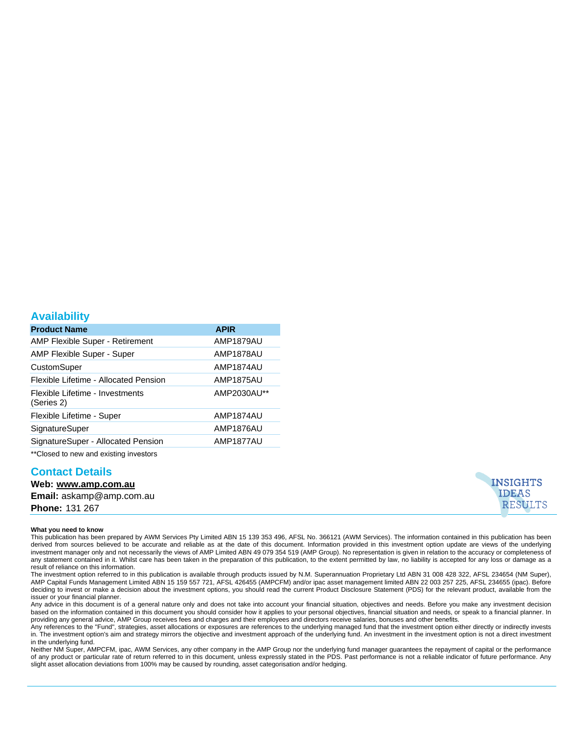## Availability

| Product Name | APIR |
|---|---|
| AMP Flexible Super - Retirement | AMP1879AU |
| AMP Flexible Super - Super | AMP1878AU |
| CustomSuper | AMP1874AU |
| Flexible Lifetime - Allocated Pension | AMP1875AU |
| Flexible Lifetime - Investments (Series 2) | AMP2030AU** |
| Flexible Lifetime - Super | AMP1874AU |
| SignatureSuper | AMP1876AU |
| SignatureSuper - Allocated Pension | AMP1877AU |

**Closed to new and existing investors

## Contact Details

**Web:** **www.amp.com.au**
**Email:** askamp@amp.com.au
**Phone:** 131 267

INSIGHTS
IDEAS
RESULTS

**What you need to know**
This publication has been prepared by AWM Services Pty Limited ABN 15 139 353 496, AFSL No. 366121 (AWM Services). The information contained in this publication has been derived from sources believed to be accurate and reliable as at the date of this document. Information provided in this investment option update are views of the underlying investment manager only and not necessarily the views of AMP Limited ABN 49 079 354 519 (AMP Group). No representation is given in relation to the accuracy or completeness of any statement contained in it. Whilst care has been taken in the preparation of this publication, to the extent permitted by law, no liability is accepted for any loss or damage as a result of reliance on this information.
The investment option referred to in this publication is available through products issued by N.M. Superannuation Proprietary Ltd ABN 31 008 428 322, AFSL 234654 (NM Super), AMP Capital Funds Management Limited ABN 15 159 557 721, AFSL 426455 (AMPCFM) and/or ipac asset management limited ABN 22 003 257 225, AFSL 234655 (ipac). Before deciding to invest or make a decision about the investment options, you should read the current Product Disclosure Statement (PDS) for the relevant product, available from the issuer or your financial planner.
Any advice in this document is of a general nature only and does not take into account your financial situation, objectives and needs. Before you make any investment decision based on the information contained in this document you should consider how it applies to your personal objectives, financial situation and needs, or speak to a financial planner. In providing any general advice, AMP Group receives fees and charges and their employees and directors receive salaries, bonuses and other benefits.
Any references to the "Fund", strategies, asset allocations or exposures are references to the underlying managed fund that the investment option either directly or indirectly invests in. The investment option's aim and strategy mirrors the objective and investment approach of the underlying fund. An investment in the investment option is not a direct investment in the underlying fund.
Neither NM Super, AMPCFM, ipac, AWM Services, any other company in the AMP Group nor the underlying fund manager guarantees the repayment of capital or the performance of any product or particular rate of return referred to in this document, unless expressly stated in the PDS. Past performance is not a reliable indicator of future performance. Any slight asset allocation deviations from 100% may be caused by rounding, asset categorisation and/or hedging.